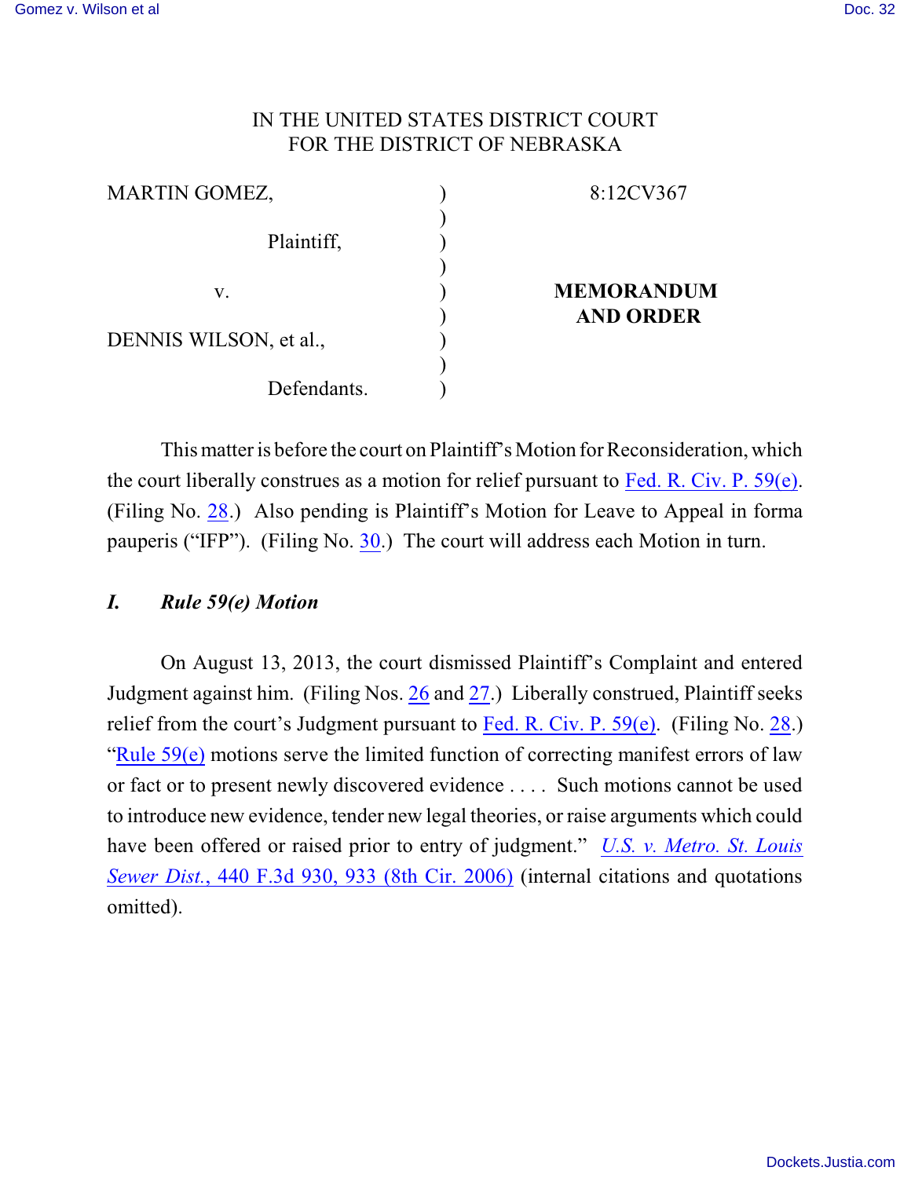IN THE UNITED STATES DISTRICT COURT
FOR THE DISTRICT OF NEBRASKA

| | | |
|---|---|---|
| MARTIN GOMEZ, | ) | 8:12CV367 |
| Plaintiff, | ) | |
| v. | ) | **MEMORANDUM AND ORDER** |
| DENNIS WILSON, et al., | ) | |
| Defendants. | ) | |

This matter is before the court on Plaintiff's Motion for Reconsideration, which the court liberally construes as a motion for relief pursuant to Fed. R. Civ. P. 59(e). (Filing No. 28.) Also pending is Plaintiff's Motion for Leave to Appeal in forma pauperis ("IFP"). (Filing No. 30.) The court will address each Motion in turn.

## *I. Rule 59(e) Motion*

On August 13, 2013, the court dismissed Plaintiff's Complaint and entered Judgment against him. (Filing Nos. 26 and 27.) Liberally construed, Plaintiff seeks relief from the court's Judgment pursuant to Fed. R. Civ. P. 59(e). (Filing No. 28.) "Rule 59(e) motions serve the limited function of correcting manifest errors of law or fact or to present newly discovered evidence . . . . Such motions cannot be used to introduce new evidence, tender new legal theories, or raise arguments which could have been offered or raised prior to entry of judgment." *U.S. v. Metro. St. Louis Sewer Dist.*, 440 F.3d 930, 933 (8th Cir. 2006) (internal citations and quotations omitted).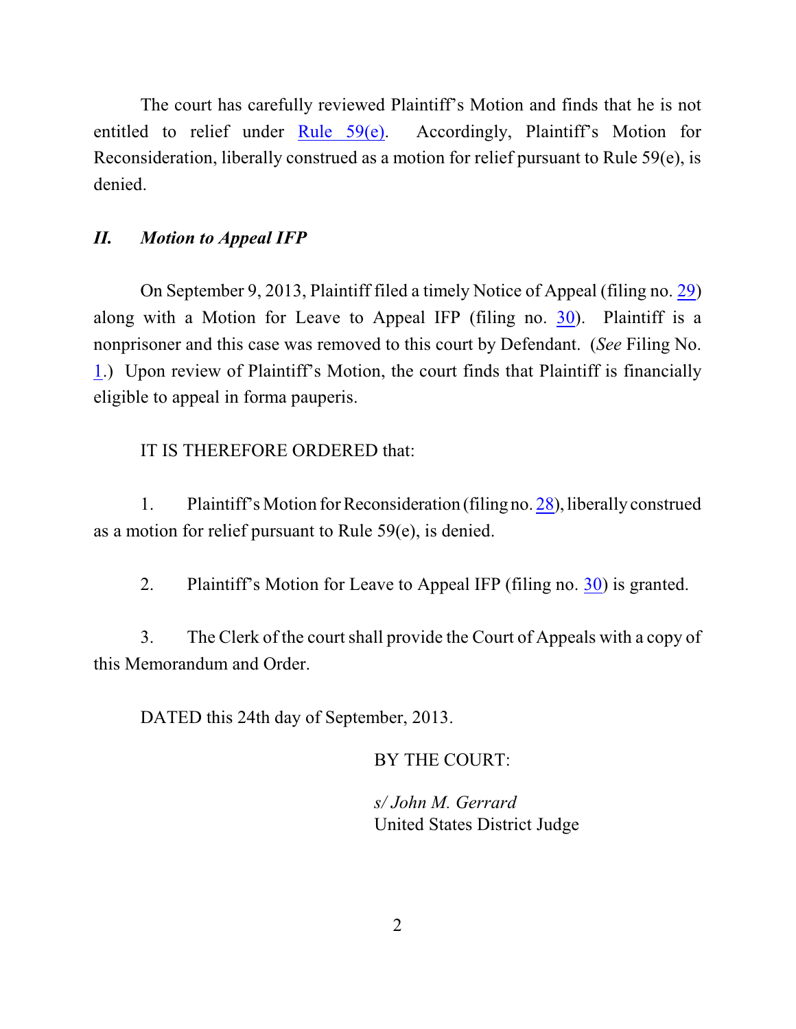The court has carefully reviewed Plaintiff's Motion and finds that he is not entitled to relief under Rule 59(e). Accordingly, Plaintiff's Motion for Reconsideration, liberally construed as a motion for relief pursuant to Rule 59(e), is denied.

### *II. Motion to Appeal IFP*

On September 9, 2013, Plaintiff filed a timely Notice of Appeal (filing no. 29) along with a Motion for Leave to Appeal IFP (filing no. 30). Plaintiff is a nonprisoner and this case was removed to this court by Defendant. (*See* Filing No. 1.) Upon review of Plaintiff's Motion, the court finds that Plaintiff is financially eligible to appeal in forma pauperis.

IT IS THEREFORE ORDERED that:

1. Plaintiff's Motion for Reconsideration (filing no. 28), liberally construed as a motion for relief pursuant to Rule 59(e), is denied.

2. Plaintiff's Motion for Leave to Appeal IFP (filing no. 30) is granted.

3. The Clerk of the court shall provide the Court of Appeals with a copy of this Memorandum and Order.

DATED this 24th day of September, 2013.

BY THE COURT:

*s/ John M. Gerrard*
United States District Judge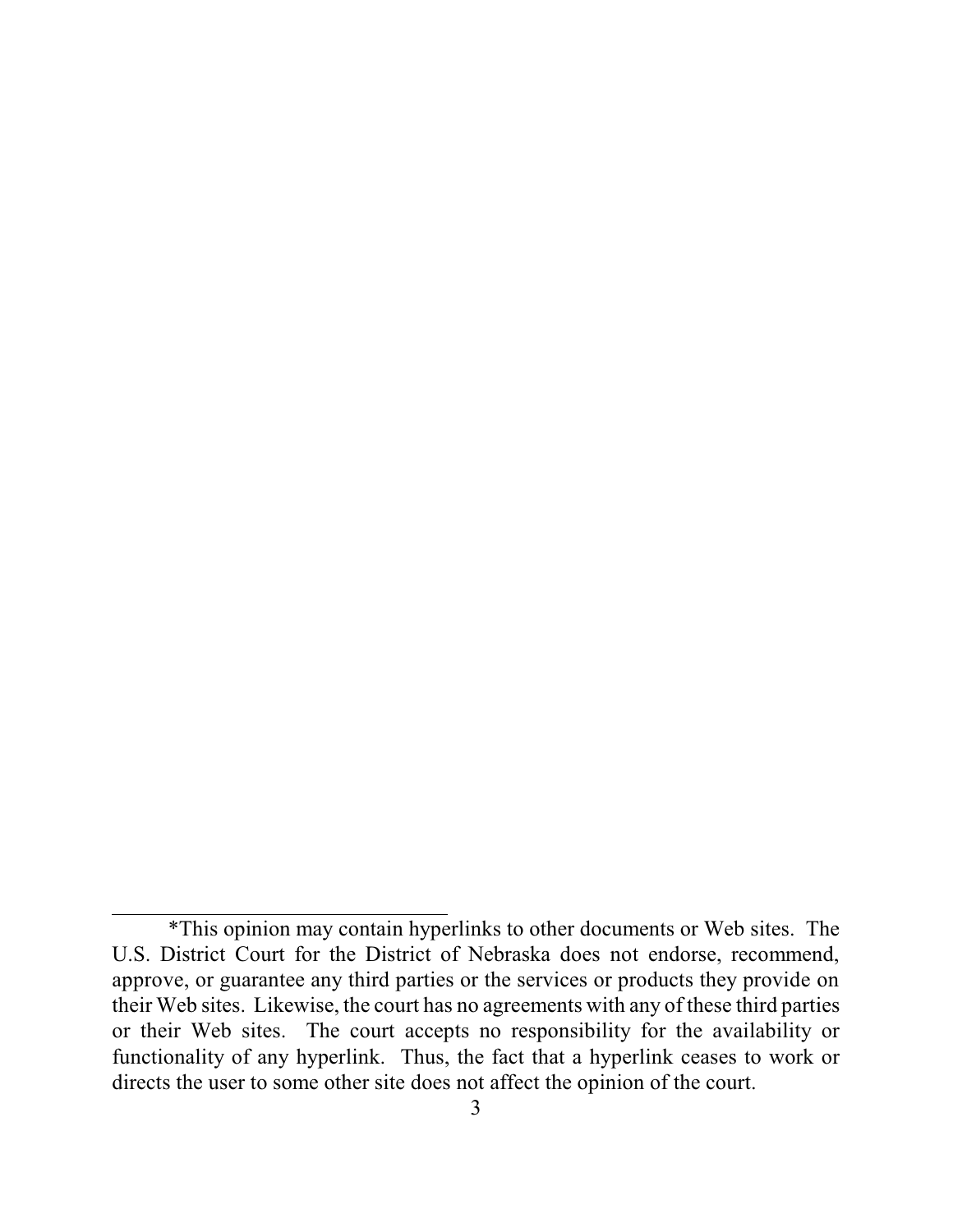*This opinion may contain hyperlinks to other documents or Web sites. The U.S. District Court for the District of Nebraska does not endorse, recommend, approve, or guarantee any third parties or the services or products they provide on their Web sites. Likewise, the court has no agreements with any of these third parties or their Web sites. The court accepts no responsibility for the availability or functionality of any hyperlink. Thus, the fact that a hyperlink ceases to work or directs the user to some other site does not affect the opinion of the court.